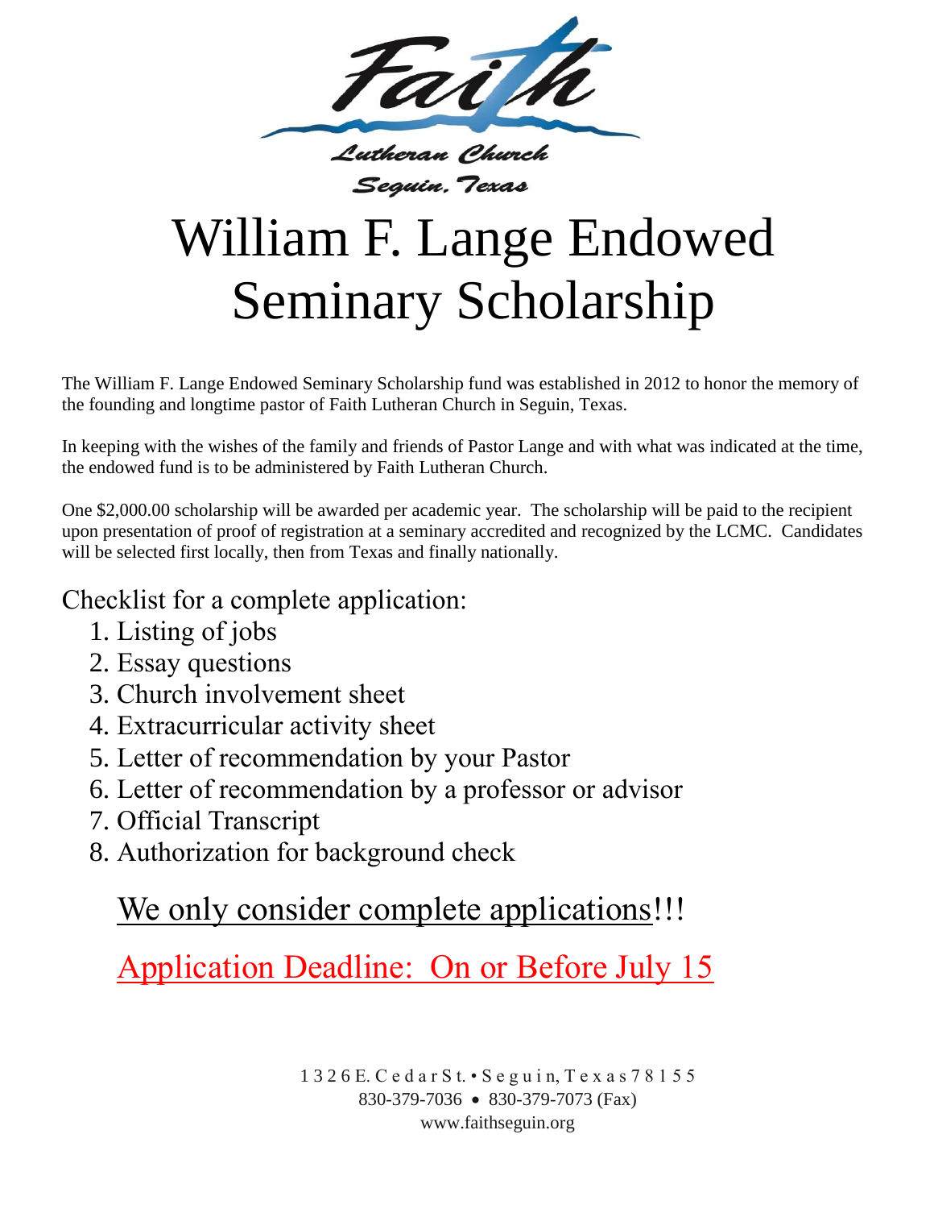Faith

Lutheran Church

Seguin, Texas

# William F. Lange Endowed Seminary Scholarship

The William F. Lange Endowed Seminary Scholarship fund was established in 2012 to honor the memory of the founding and longtime pastor of Faith Lutheran Church in Seguin, Texas.

In keeping with the wishes of the family and friends of Pastor Lange and with what was indicated at the time, the endowed fund is to be administered by Faith Lutheran Church.

One $2,000.00 scholarship will be awarded per academic year. The scholarship will be paid to the recipient upon presentation of proof of registration at a seminary accredited and recognized by the LCMC. Candidates will be selected first locally, then from Texas and finally nationally.

## Checklist for a complete application:

1. Listing of jobs
2. Essay questions
3. Church involvement sheet
4. Extracurricular activity sheet
5. Letter of recommendation by your Pastor
6. Letter of recommendation by a professor or advisor
7. Official Transcript
8. Authorization for background check

## We only consider complete applications!!!

## Application Deadline: On or Before July 15

1326 E. Cedar St. • Seguin, Texas 78155
830-379-7036 • 830-379-7073 (Fax)
www.faithseguin.org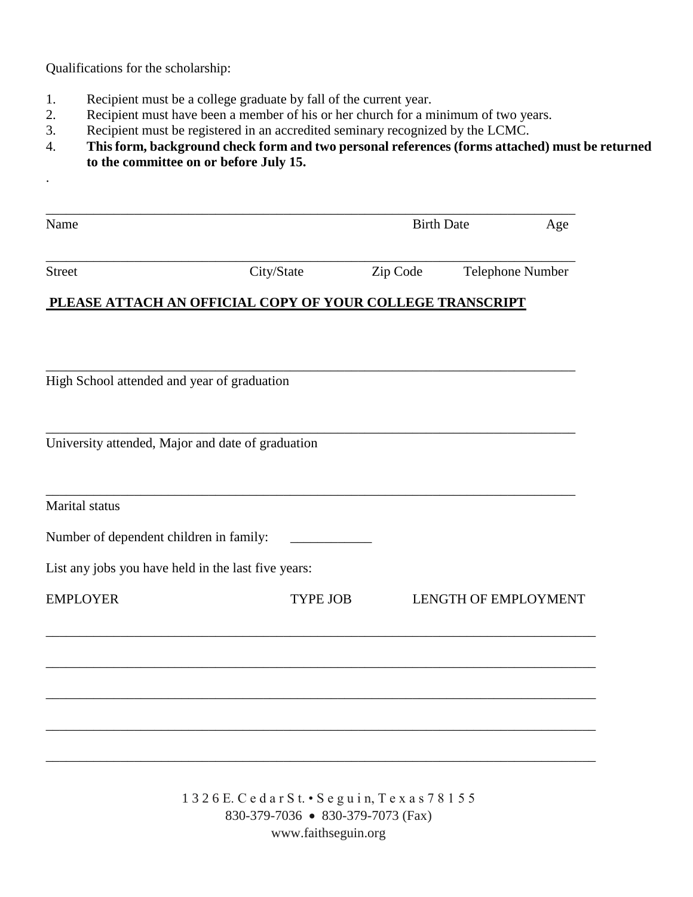Qualifications for the scholarship:

1. Recipient must be a college graduate by fall of the current year.
2. Recipient must have been a member of his or her church for a minimum of two years.
3. Recipient must be registered in an accredited seminary recognized by the LCMC.
4. **This form, background check form and two personal references (forms attached) must be returned to the committee on or before July 15.**

.

\_\_\_\_\_\_\_\_\_\_\_\_\_\_\_\_\_\_\_\_\_\_\_\_\_\_\_\_\_\_\_\_\_\_\_\_\_\_\_\_\_\_\_\_\_\_\_\_\_\_\_\_\_\_\_\_\_\_\_\_\_\_\_\_\_\_\_\_\_\_\_\_\_\_\_\_

Name                                                                                    Birth Date                Age

\_\_\_\_\_\_\_\_\_\_\_\_\_\_\_\_\_\_\_\_\_\_\_\_\_\_\_\_\_\_\_\_\_\_\_\_\_\_\_\_\_\_\_\_\_\_\_\_\_\_\_\_\_\_\_\_\_\_\_\_\_\_\_\_\_\_\_\_\_\_\_\_\_\_\_\_

Street                                        City/State                Zip Code          Telephone Number

**PLEASE ATTACH AN OFFICIAL COPY OF YOUR COLLEGE TRANSCRIPT**

\_\_\_\_\_\_\_\_\_\_\_\_\_\_\_\_\_\_\_\_\_\_\_\_\_\_\_\_\_\_\_\_\_\_\_\_\_\_\_\_\_\_\_\_\_\_\_\_\_\_\_\_\_\_\_\_\_\_\_\_\_\_\_\_\_\_\_\_\_\_\_\_\_\_\_\_

High School attended and year of graduation

\_\_\_\_\_\_\_\_\_\_\_\_\_\_\_\_\_\_\_\_\_\_\_\_\_\_\_\_\_\_\_\_\_\_\_\_\_\_\_\_\_\_\_\_\_\_\_\_\_\_\_\_\_\_\_\_\_\_\_\_\_\_\_\_\_\_\_\_\_\_\_\_\_\_\_\_

University attended, Major and date of graduation

\_\_\_\_\_\_\_\_\_\_\_\_\_\_\_\_\_\_\_\_\_\_\_\_\_\_\_\_\_\_\_\_\_\_\_\_\_\_\_\_\_\_\_\_\_\_\_\_\_\_\_\_\_\_\_\_\_\_\_\_\_\_\_\_\_\_\_\_\_\_\_\_\_\_\_\_

Marital status

Number of dependent children in family: \_\_\_\_\_\_\_\_\_\_\_\_

List any jobs you have held in the last five years:

| EMPLOYER | TYPE JOB | LENGTH OF EMPLOYMENT |
|---|---|---|
| | | |
| | | |
| | | |
| | | |
| | | |

1 3 2 6 E. C e d a r S t. • S e g u i n, T e x a s 7 8 1 5 5
830-379-7036 • 830-379-7073 (Fax)
www.faithseguin.org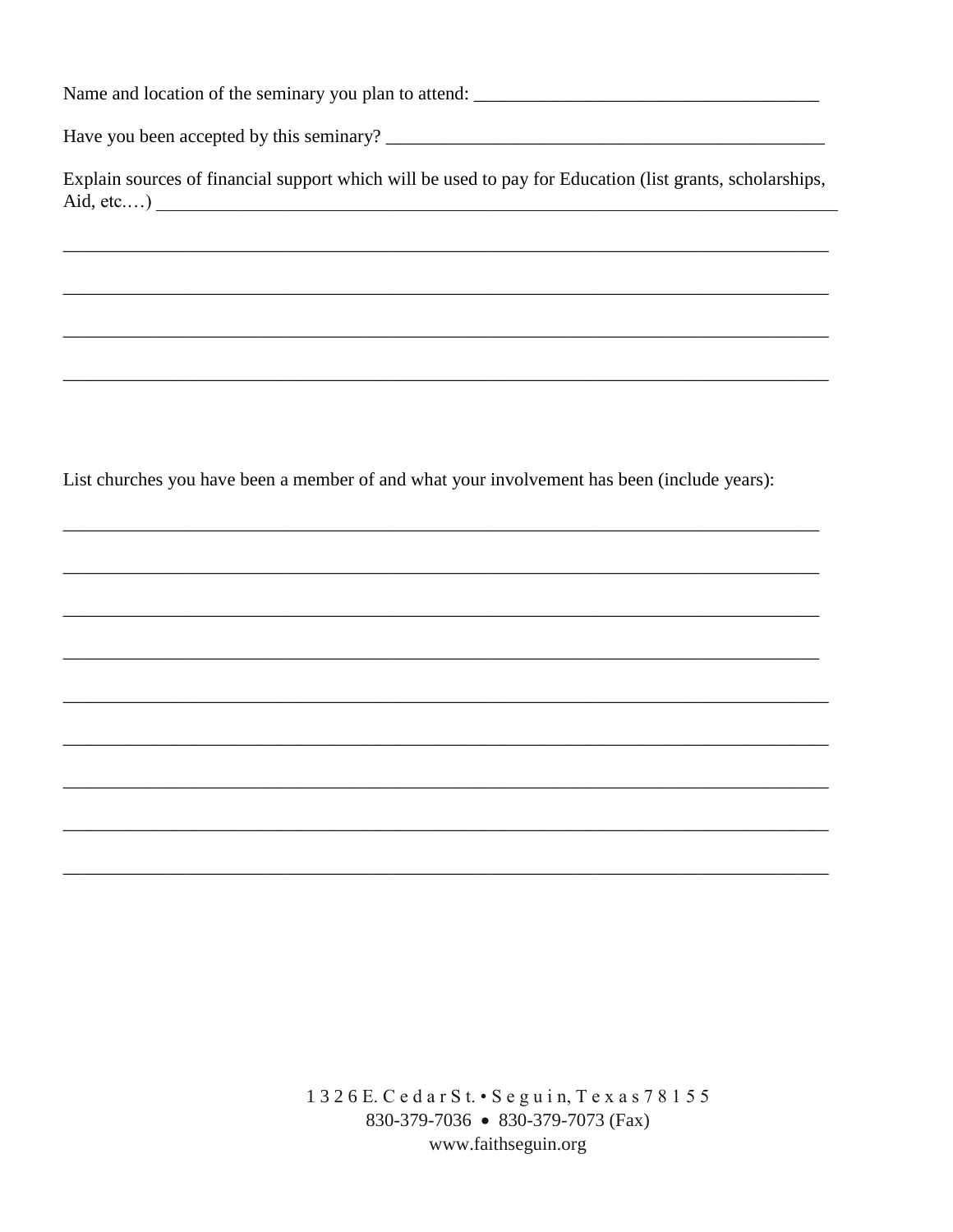Name and location of the seminary you plan to attend: ____________________________________

Have you been accepted by this seminary? ______________________________________________

Explain sources of financial support which will be used to pay for Education (list grants, scholarships, Aid, etc.…) ___________________________________________________________________________

___________________________________________________________________________________

___________________________________________________________________________________

___________________________________________________________________________________

___________________________________________________________________________________

List churches you have been a member of and what your involvement has been (include years):

___________________________________________________________________________________

___________________________________________________________________________________

___________________________________________________________________________________

___________________________________________________________________________________

___________________________________________________________________________________

___________________________________________________________________________________

___________________________________________________________________________________

___________________________________________________________________________________

___________________________________________________________________________________

1326 E. Cedar St. • Seguin, Texas 78155
830-379-7036 • 830-379-7073 (Fax)
www.faithseguin.org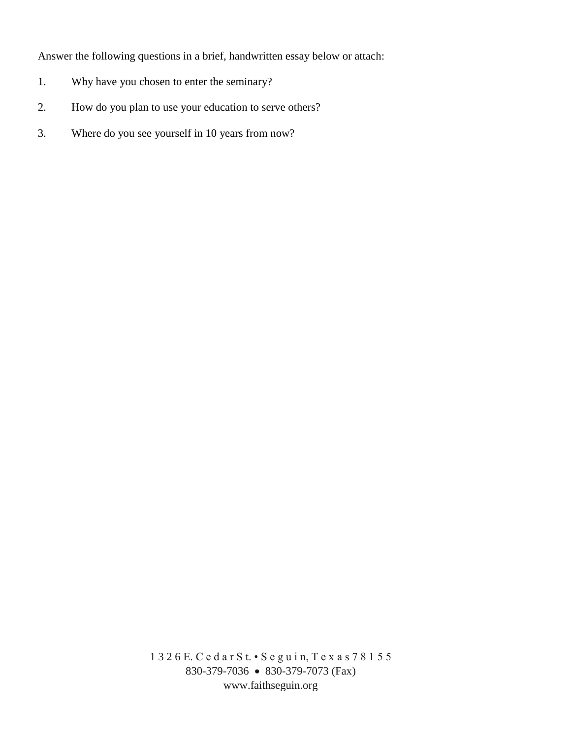Answer the following questions in a brief, handwritten essay below or attach:

1. Why have you chosen to enter the seminary?
2. How do you plan to use your education to serve others?
3. Where do you see yourself in 10 years from now?

1326 E. Cedar St. • Seguin, Texas 78155
830-379-7036 • 830-379-7073 (Fax)
www.faithseguin.org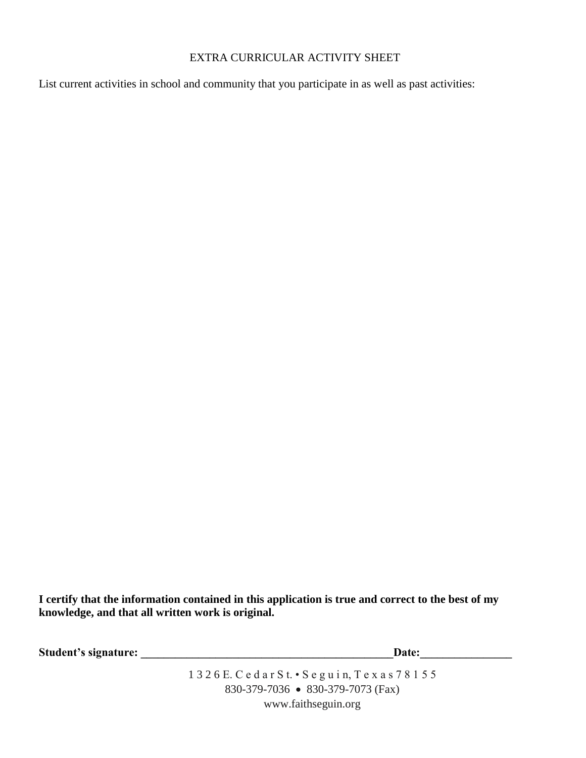# EXTRA CURRICULAR ACTIVITY SHEET

List current activities in school and community that you participate in as well as past activities:

**I certify that the information contained in this application is true and correct to the best of my knowledge, and that all written work is original.**

**Student's signature: ____________________________________________Date:________________**

1326 E. Cedar St. • Seguin, Texas 78155
830-379-7036 • 830-379-7073 (Fax)
www.faithseguin.org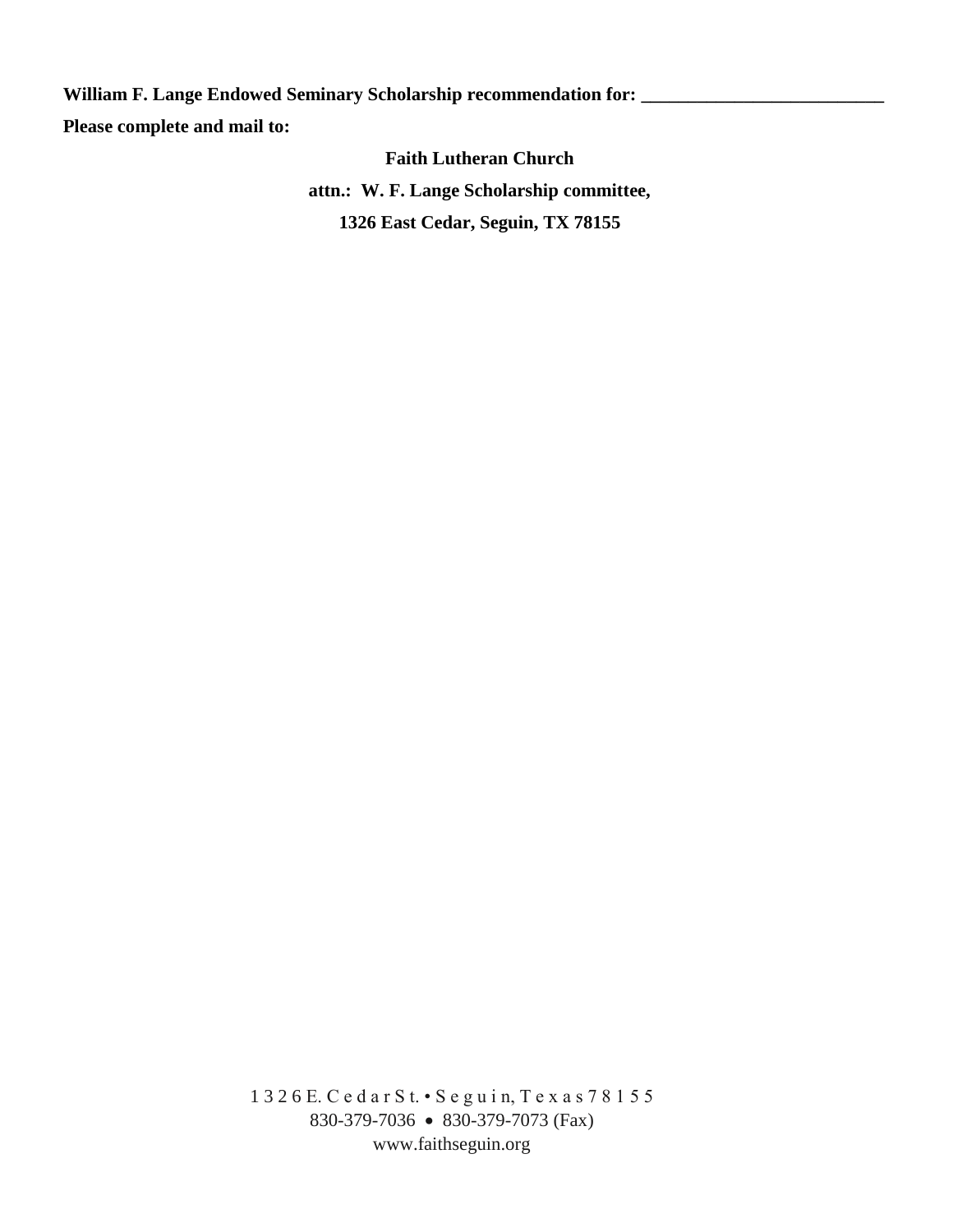**William F. Lange Endowed Seminary Scholarship recommendation for: __________________________**

**Please complete and mail to:**

**Faith Lutheran Church**

**attn.: W. F. Lange Scholarship committee,**

**1326 East Cedar, Seguin, TX 78155**

1326 E. Cedar St. • Seguin, Texas 78155
830-379-7036 • 830-379-7073 (Fax)
www.faithseguin.org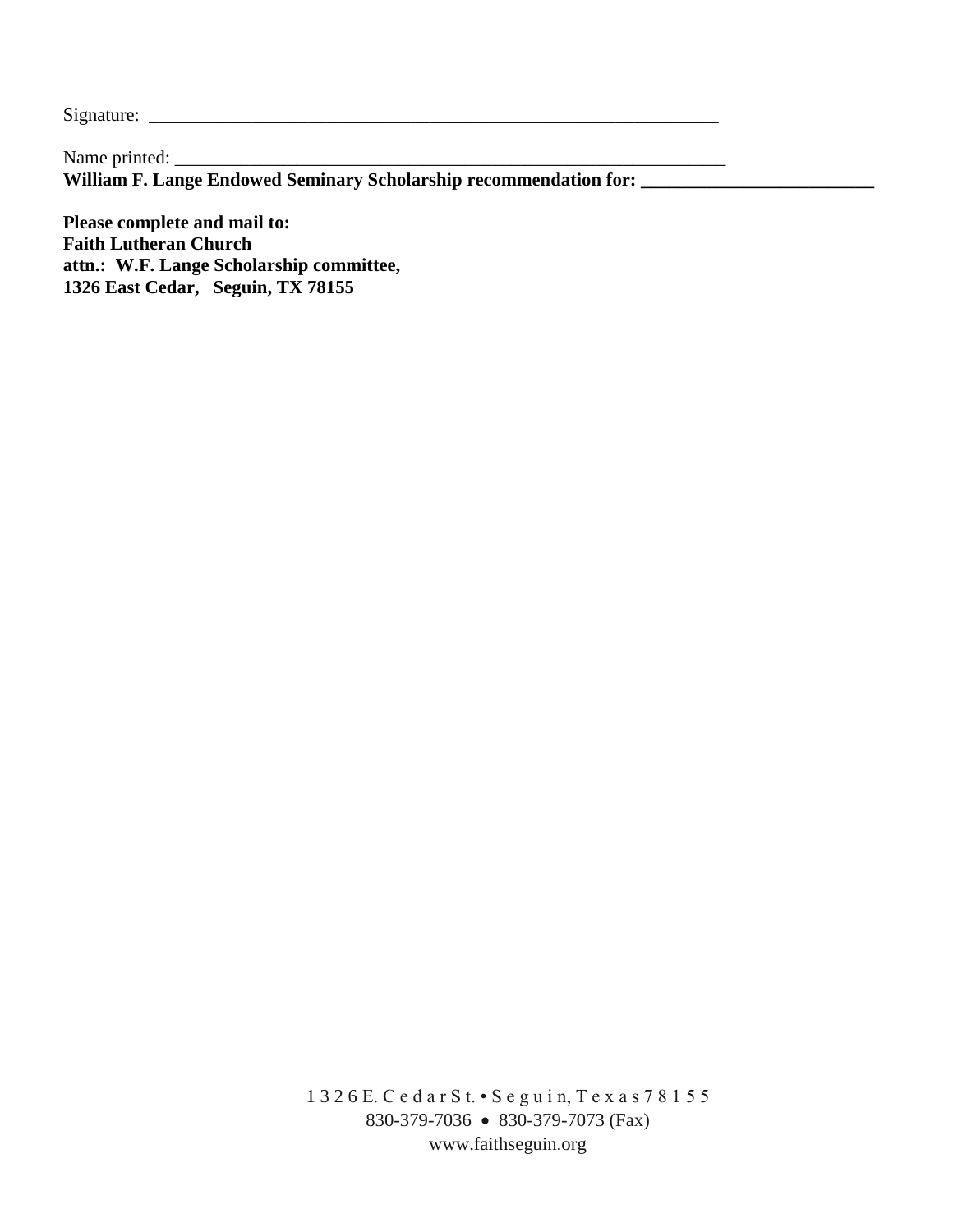Signature: ______________________________________________________________

Name printed: ____________________________________________________________
**William F. Lange Endowed Seminary Scholarship recommendation for: ________________________**

**Please complete and mail to:**
**Faith Lutheran Church**
**attn.: W.F. Lange Scholarship committee,**
**1326 East Cedar, Seguin, TX 78155**

1326 E. Cedar St. • Seguin, Texas 78155
830-379-7036 • 830-379-7073 (Fax)
www.faithseguin.org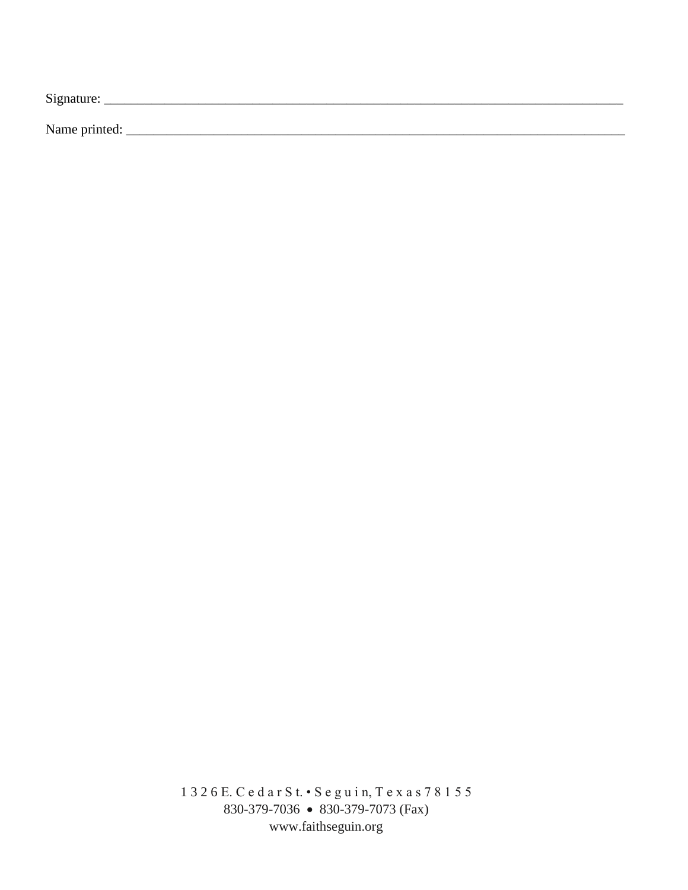Signature: ___________________________________________________________________________

Name printed: ________________________________________________________________________

1 3 2 6 E. C e d a r S t. • S e g u i n, T e x a s 7 8 1 5 5
830-379-7036 • 830-379-7073 (Fax)
www.faithseguin.org